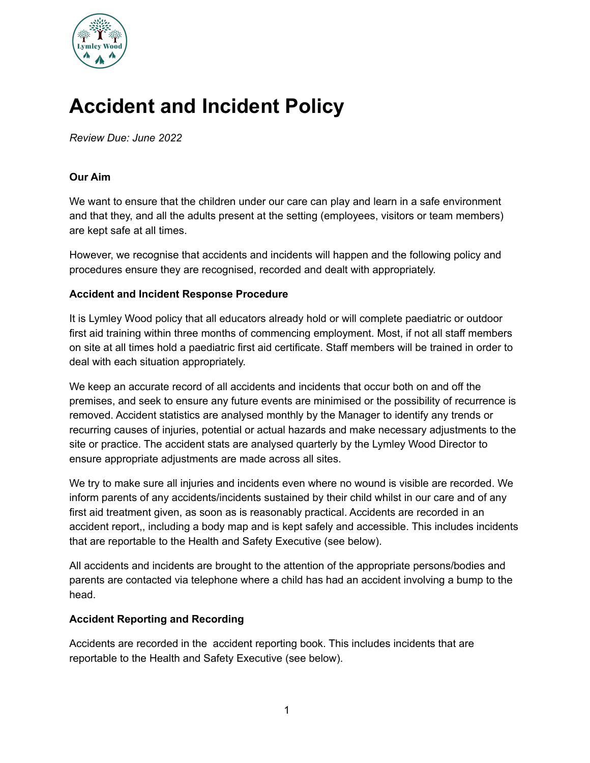# Accident and Incident Policy

*Review Due: June 2022*

**Our Aim**

We want to ensure that the children under our care can play and learn in a safe environment and that they, and all the adults present at the setting (employees, visitors or team members) are kept safe at all times.

However, we recognise that accidents and incidents will happen and the following policy and procedures ensure they are recognised, recorded and dealt with appropriately.

**Accident and Incident Response Procedure**

It is Lymley Wood policy that all educators already hold or will complete paediatric or outdoor first aid training within three months of commencing employment. Most, if not all staff members on site at all times hold a paediatric first aid certificate. Staff members will be trained in order to deal with each situation appropriately.

We keep an accurate record of all accidents and incidents that occur both on and off the premises, and seek to ensure any future events are minimised or the possibility of recurrence is removed. Accident statistics are analysed monthly by the Manager to identify any trends or recurring causes of injuries, potential or actual hazards and make necessary adjustments to the site or practice. The accident stats are analysed quarterly by the Lymley Wood Director to ensure appropriate adjustments are made across all sites.

We try to make sure all injuries and incidents even where no wound is visible are recorded. We inform parents of any accidents/incidents sustained by their child whilst in our care and of any first aid treatment given, as soon as is reasonably practical. Accidents are recorded in an accident report,, including a body map and is kept safely and accessible. This includes incidents that are reportable to the Health and Safety Executive (see below).

All accidents and incidents are brought to the attention of the appropriate persons/bodies and parents are contacted via telephone where a child has had an accident involving a bump to the head.

**Accident Reporting and Recording**

Accidents are recorded in the accident reporting book. This includes incidents that are reportable to the Health and Safety Executive (see below).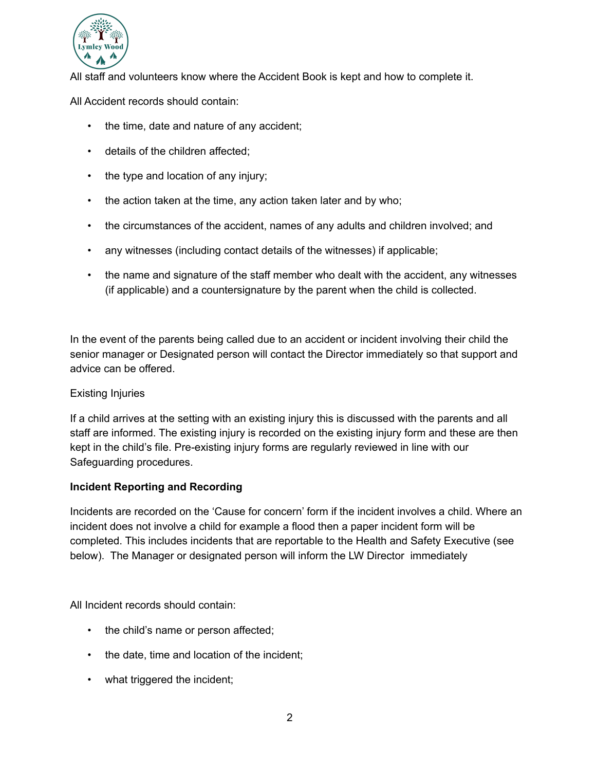All staff and volunteers know where the Accident Book is kept and how to complete it.

All Accident records should contain:

- the time, date and nature of any accident;
- details of the children affected;
- the type and location of any injury;
- the action taken at the time, any action taken later and by who;
- the circumstances of the accident, names of any adults and children involved; and
- any witnesses (including contact details of the witnesses) if applicable;
- the name and signature of the staff member who dealt with the accident, any witnesses (if applicable) and a countersignature by the parent when the child is collected.

In the event of the parents being called due to an accident or incident involving their child the senior manager or Designated person will contact the Director immediately so that support and advice can be offered.

Existing Injuries

If a child arrives at the setting with an existing injury this is discussed with the parents and all staff are informed. The existing injury is recorded on the existing injury form and these are then kept in the child's file. Pre-existing injury forms are regularly reviewed in line with our Safeguarding procedures.

**Incident Reporting and Recording**

Incidents are recorded on the 'Cause for concern' form if the incident involves a child. Where an incident does not involve a child for example a flood then a paper incident form will be completed. This includes incidents that are reportable to the Health and Safety Executive (see below). The Manager or designated person will inform the LW Director immediately

All Incident records should contain:

- the child's name or person affected;
- the date, time and location of the incident;
- what triggered the incident;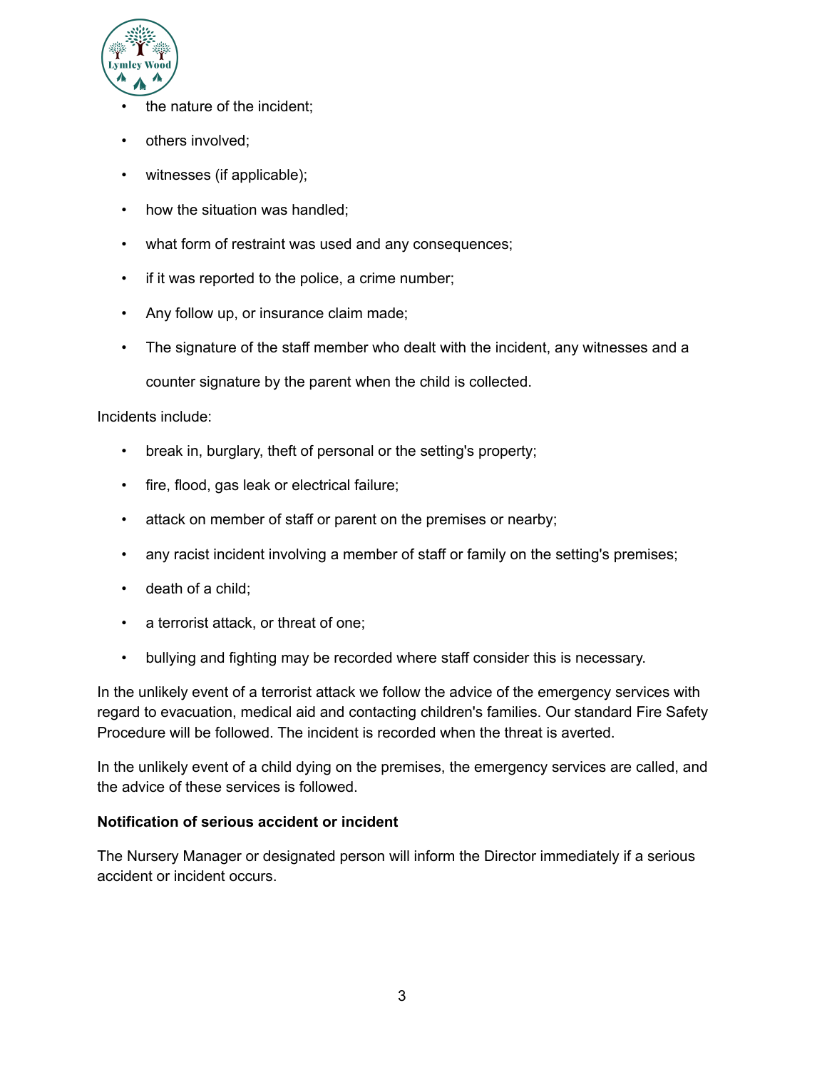- the nature of the incident;
- others involved;
- witnesses (if applicable);
- how the situation was handled;
- what form of restraint was used and any consequences;
- if it was reported to the police, a crime number;
- Any follow up, or insurance claim made;
- The signature of the staff member who dealt with the incident, any witnesses and a counter signature by the parent when the child is collected.

Incidents include:

- break in, burglary, theft of personal or the setting's property;
- fire, flood, gas leak or electrical failure;
- attack on member of staff or parent on the premises or nearby;
- any racist incident involving a member of staff or family on the setting's premises;
- death of a child;
- a terrorist attack, or threat of one;
- bullying and fighting may be recorded where staff consider this is necessary.

In the unlikely event of a terrorist attack we follow the advice of the emergency services with regard to evacuation, medical aid and contacting children's families. Our standard Fire Safety Procedure will be followed. The incident is recorded when the threat is averted.

In the unlikely event of a child dying on the premises, the emergency services are called, and the advice of these services is followed.

**Notification of serious accident or incident**

The Nursery Manager or designated person will inform the Director immediately if a serious accident or incident occurs.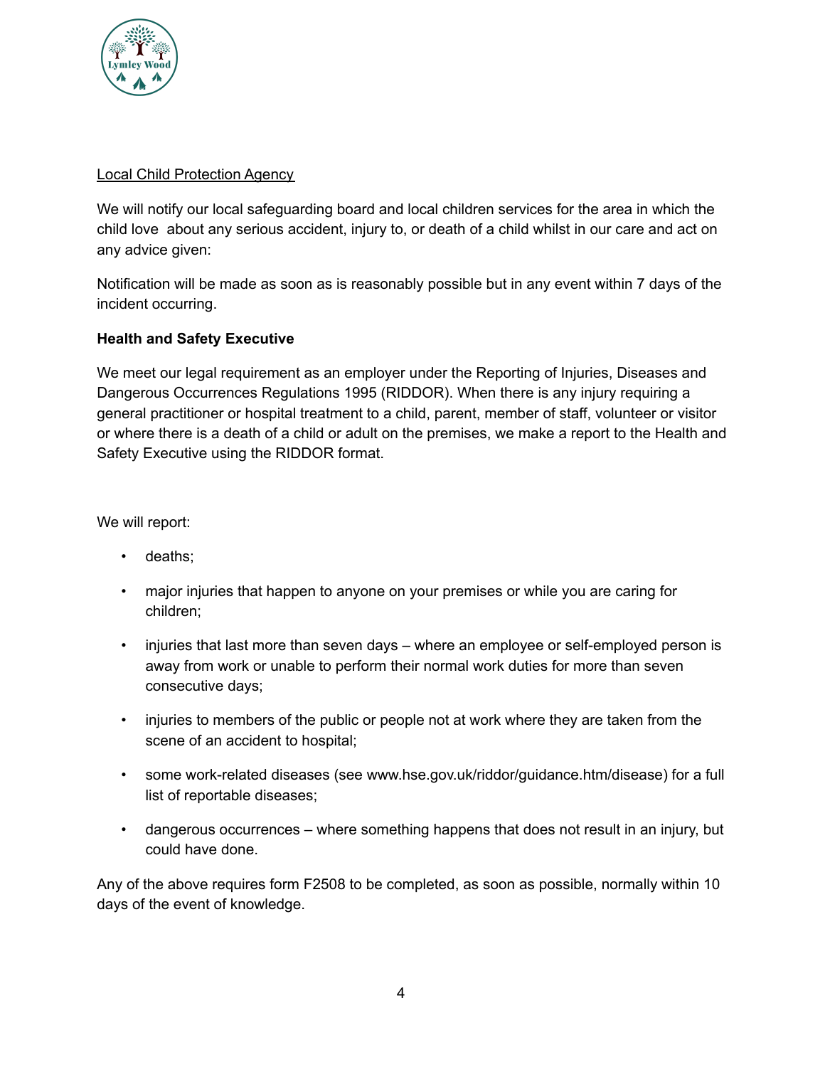<u>Local Child Protection Agency</u>

We will notify our local safeguarding board and local children services for the area in which the child love  about any serious accident, injury to, or death of a child whilst in our care and act on any advice given:

Notification will be made as soon as is reasonably possible but in any event within 7 days of the incident occurring.

**Health and Safety Executive**

We meet our legal requirement as an employer under the Reporting of Injuries, Diseases and Dangerous Occurrences Regulations 1995 (RIDDOR). When there is any injury requiring a general practitioner or hospital treatment to a child, parent, member of staff, volunteer or visitor or where there is a death of a child or adult on the premises, we make a report to the Health and Safety Executive using the RIDDOR format.

We will report:

- deaths;
- major injuries that happen to anyone on your premises or while you are caring for children;
- injuries that last more than seven days – where an employee or self-employed person is away from work or unable to perform their normal work duties for more than seven consecutive days;
- injuries to members of the public or people not at work where they are taken from the scene of an accident to hospital;
- some work-related diseases (see www.hse.gov.uk/riddor/guidance.htm/disease) for a full list of reportable diseases;
- dangerous occurrences – where something happens that does not result in an injury, but could have done.

Any of the above requires form F2508 to be completed, as soon as possible, normally within 10 days of the event of knowledge.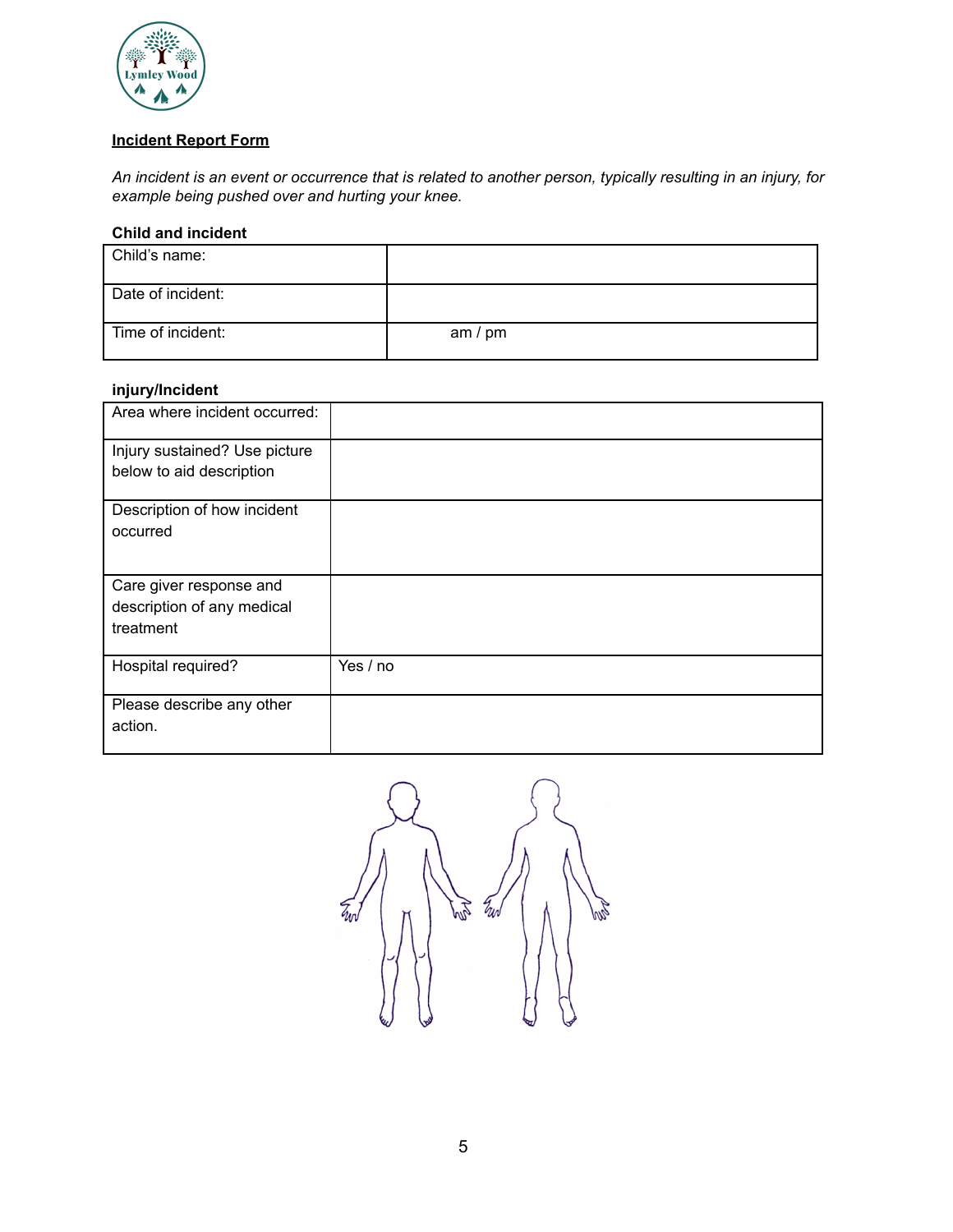## Incident Report Form

*An incident is an event or occurrence that is related to another person, typically resulting in an injury, for example being pushed over and hurting your knee.*

### Child and incident

| Child's name: | |
|---|---|
| Date of incident: | |
| Time of incident: | am / pm |

### injury/Incident

| Area where incident occurred: | |
|---|---|
| Injury sustained? Use picture below to aid description | |
| Description of how incident occurred | |
| Care giver response and description of any medical treatment | |
| Hospital required? | Yes / no |
| Please describe any other action. | |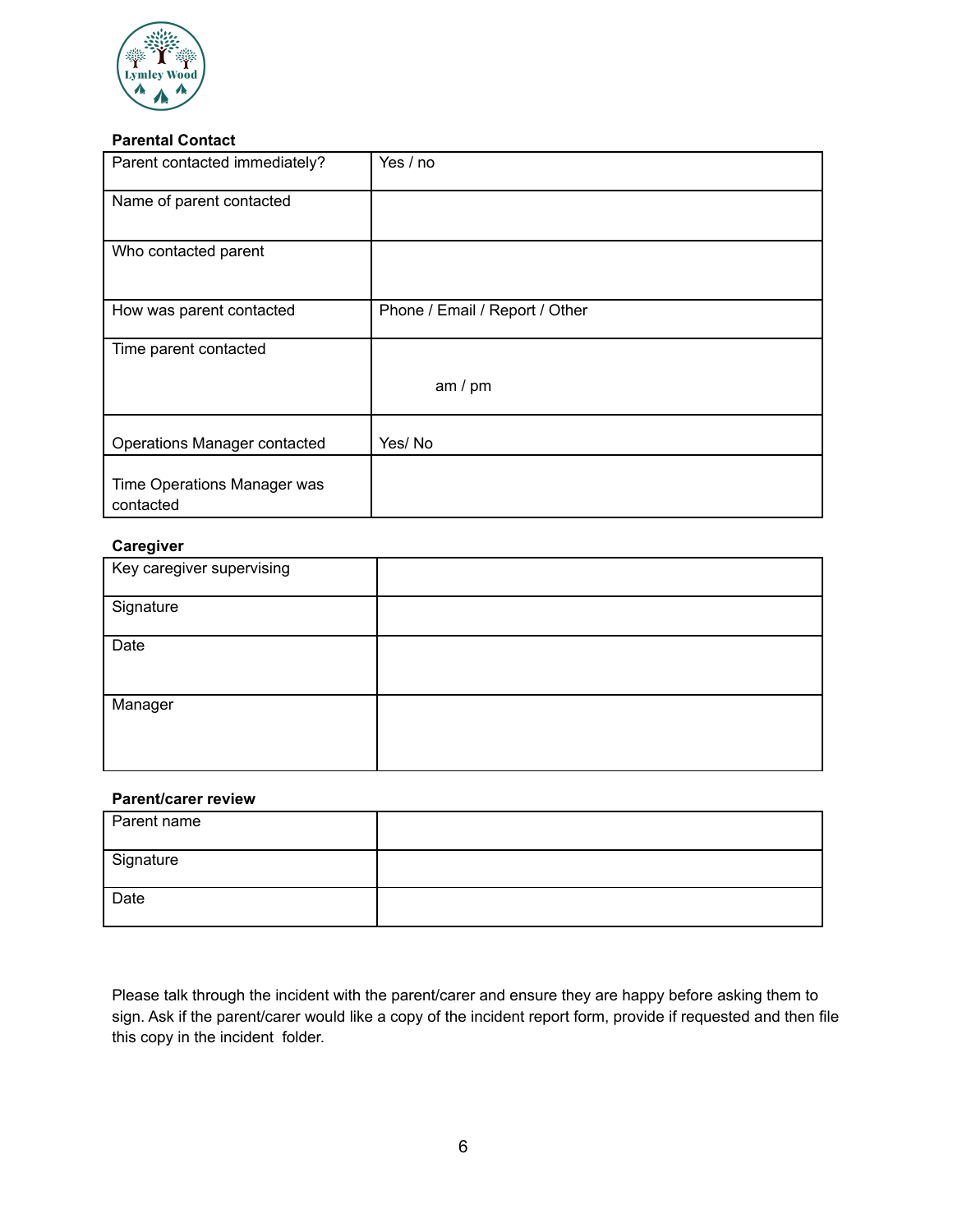**Parental Contact**

| | |
|---|---|
| Parent contacted immediately? | Yes / no |
| Name of parent contacted | |
| Who contacted parent | |
| How was parent contacted | Phone / Email / Report / Other |
| Time parent contacted | am / pm |
| Operations Manager contacted | Yes/ No |
| Time Operations Manager was contacted | |

**Caregiver**

| | |
|---|---|
| Key caregiver supervising | |
| Signature | |
| Date | |
| Manager | |

**Parent/carer review**

| | |
|---|---|
| Parent name | |
| Signature | |
| Date | |

Please talk through the incident with the parent/carer and ensure they are happy before asking them to sign. Ask if the parent/carer would like a copy of the incident report form, provide if requested and then file this copy in the incident folder.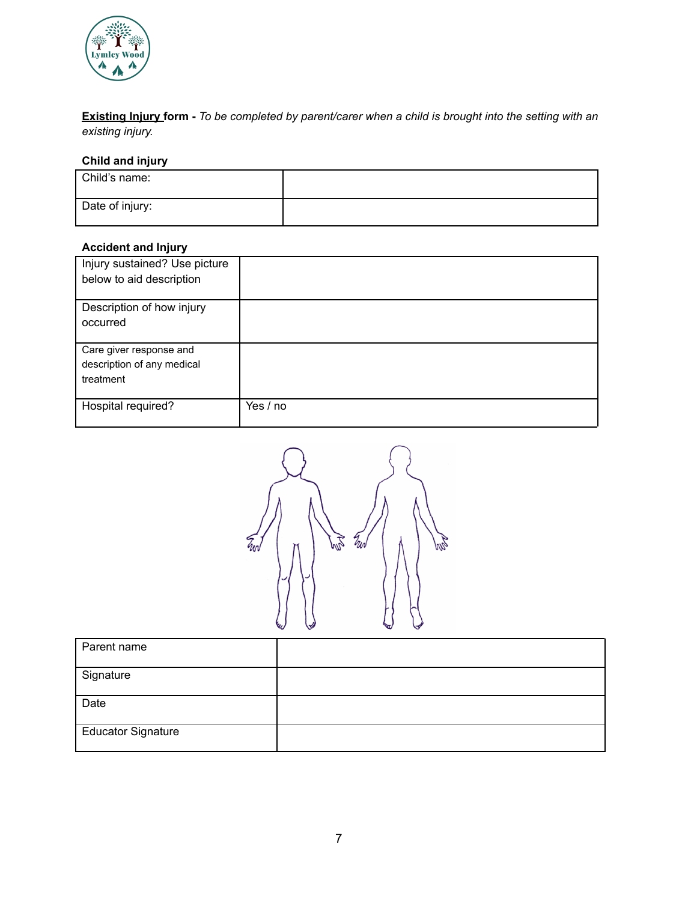**Existing Injury form** - *To be completed by parent/carer when a child is brought into the setting with an existing injury.*

**Child and injury**

| | |
|---|---|
| Child's name: | |
| Date of injury: | |

**Accident and Injury**

| | |
|---|---|
| Injury sustained? Use picture below to aid description | |
| Description of how injury occurred | |
| Care giver response and description of any medical treatment | |
| Hospital required? | Yes / no |

| | |
|---|---|
| Parent name | |
| Signature | |
| Date | |
| Educator Signature | |